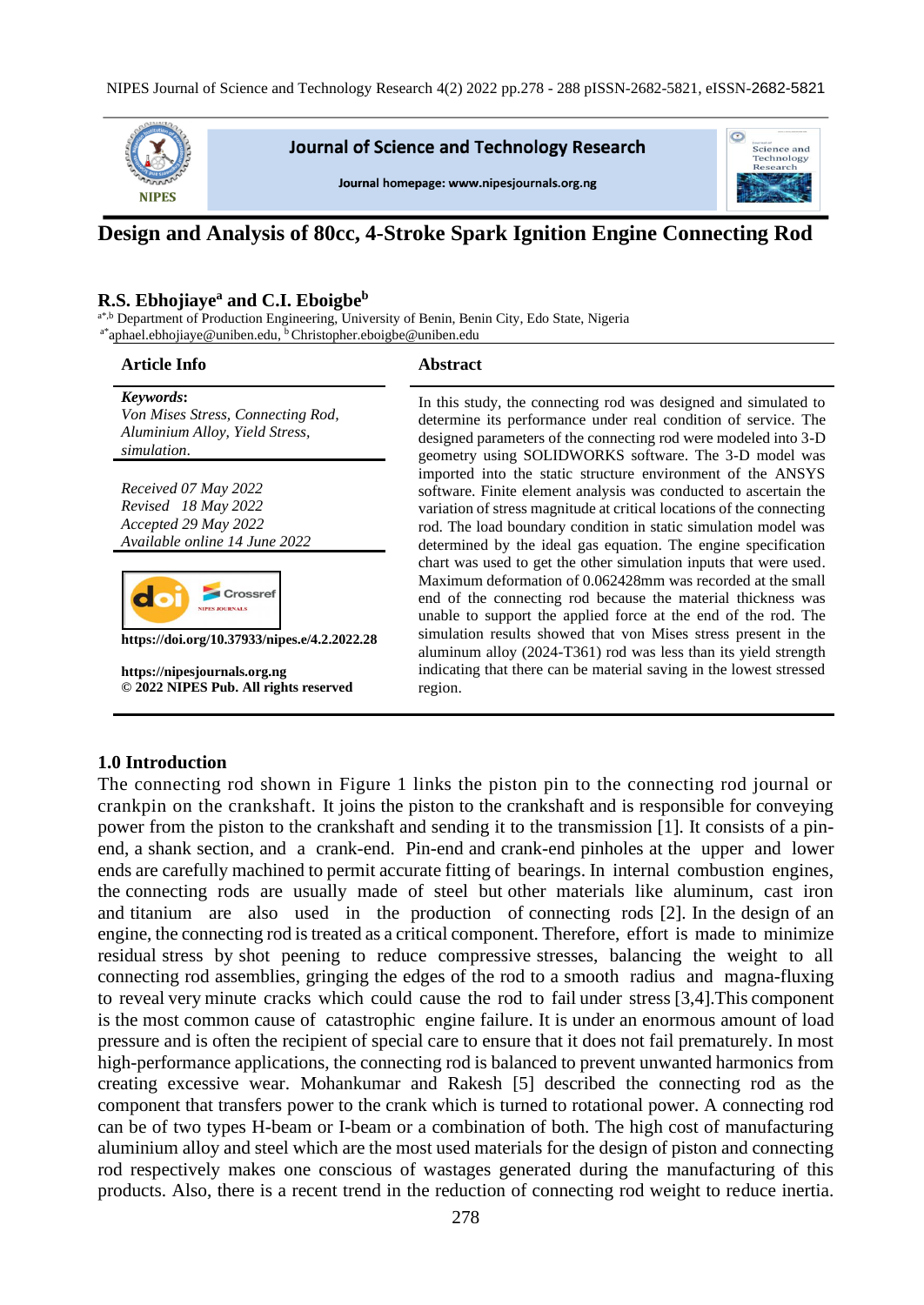# Design and Analysis of 80cc, 4-Stroke Spark Ignition Engine Connecting Rod

**R.S. Ebhojiaye[a] and C.I. Eboigbe[b]**

[a*,b] Department of Production Engineering, University of Benin, Benin City, Edo State, Nigeria

[a*]aphael.ebhojiaye@uniben.edu, [b] Christopher.eboigbe@uniben.edu

## Article Info

***Keywords*:**
*Von Mises Stress, Connecting Rod, Aluminium Alloy, Yield Stress, simulation.*

*Received 07 May 2022*
*Revised 18 May 2022*
*Accepted 29 May 2022*
*Available online 14 June 2022*

**https://doi.org/10.37933/nipes.e/4.2.2022.28**

**https://nipesjournals.org.ng**
**© 2022 NIPES Pub. All rights reserved**

## Abstract

In this study, the connecting rod was designed and simulated to determine its performance under real condition of service. The designed parameters of the connecting rod were modeled into 3-D geometry using SOLIDWORKS software. The 3-D model was imported into the static structure environment of the ANSYS software. Finite element analysis was conducted to ascertain the variation of stress magnitude at critical locations of the connecting rod. The load boundary condition in static simulation model was determined by the ideal gas equation. The engine specification chart was used to get the other simulation inputs that were used. Maximum deformation of 0.062428mm was recorded at the small end of the connecting rod because the material thickness was unable to support the applied force at the end of the rod. The simulation results showed that von Mises stress present in the aluminum alloy (2024-T361) rod was less than its yield strength indicating that there can be material saving in the lowest stressed region.

## 1.0 Introduction

The connecting rod shown in Figure 1 links the piston pin to the connecting rod journal or crankpin on the crankshaft. It joins the piston to the crankshaft and is responsible for conveying power from the piston to the crankshaft and sending it to the transmission [1]. It consists of a pin-end, a shank section, and a crank-end. Pin-end and crank-end pinholes at the upper and lower ends are carefully machined to permit accurate fitting of bearings. In internal combustion engines, the connecting rods are usually made of steel but other materials like aluminum, cast iron and titanium are also used in the production of connecting rods [2]. In the design of an engine, the connecting rod is treated as a critical component. Therefore, effort is made to minimize residual stress by shot peening to reduce compressive stresses, balancing the weight to all connecting rod assemblies, gringing the edges of the rod to a smooth radius and magna-fluxing to reveal very minute cracks which could cause the rod to fail under stress [3,4].This component is the most common cause of catastrophic engine failure. It is under an enormous amount of load pressure and is often the recipient of special care to ensure that it does not fail prematurely. In most high-performance applications, the connecting rod is balanced to prevent unwanted harmonics from creating excessive wear. Mohankumar and Rakesh [5] described the connecting rod as the component that transfers power to the crank which is turned to rotational power. A connecting rod can be of two types H-beam or I-beam or a combination of both. The high cost of manufacturing aluminium alloy and steel which are the most used materials for the design of piston and connecting rod respectively makes one conscious of wastages generated during the manufacturing of this products. Also, there is a recent trend in the reduction of connecting rod weight to reduce inertia.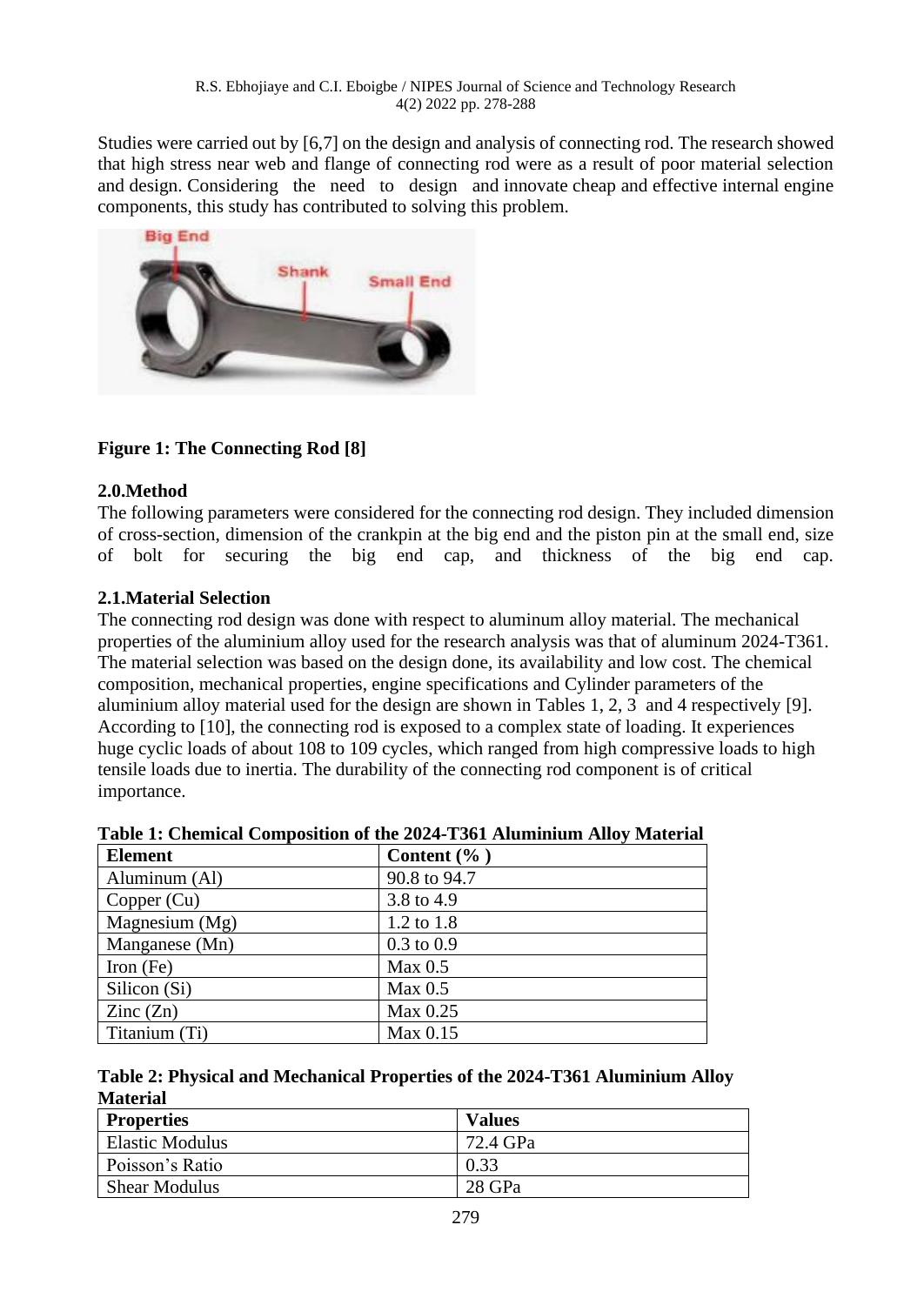Studies were carried out by [6,7] on the design and analysis of connecting rod. The research showed that high stress near web and flange of connecting rod were as a result of poor material selection and design. Considering the need to design and innovate cheap and effective internal engine components, this study has contributed to solving this problem.

**Figure 1: The Connecting Rod [8]**

## 2.0.Method

The following parameters were considered for the connecting rod design. They included dimension of cross-section, dimension of the crankpin at the big end and the piston pin at the small end, size of bolt for securing the big end cap, and thickness of the big end cap.

### 2.1.Material Selection

The connecting rod design was done with respect to aluminum alloy material. The mechanical properties of the aluminium alloy used for the research analysis was that of aluminum 2024-T361. The material selection was based on the design done, its availability and low cost. The chemical composition, mechanical properties, engine specifications and Cylinder parameters of the aluminium alloy material used for the design are shown in Tables 1, 2, 3 and 4 respectively [9]. According to [10], the connecting rod is exposed to a complex state of loading. It experiences huge cyclic loads of about 108 to 109 cycles, which ranged from high compressive loads to high tensile loads due to inertia. The durability of the connecting rod component is of critical importance.

**Table 1: Chemical Composition of the 2024-T361 Aluminium Alloy Material**

| Element | Content (% ) |
|---|---|
| Aluminum (Al) | 90.8 to 94.7 |
| Copper (Cu) | 3.8 to 4.9 |
| Magnesium (Mg) | 1.2 to 1.8 |
| Manganese (Mn) | 0.3 to 0.9 |
| Iron (Fe) | Max 0.5 |
| Silicon (Si) | Max 0.5 |
| Zinc (Zn) | Max 0.25 |
| Titanium (Ti) | Max 0.15 |

**Table 2: Physical and Mechanical Properties of the 2024-T361 Aluminium Alloy Material**

| Properties | Values |
|---|---|
| Elastic Modulus | 72.4 GPa |
| Poisson's Ratio | 0.33 |
| Shear Modulus | 28 GPa |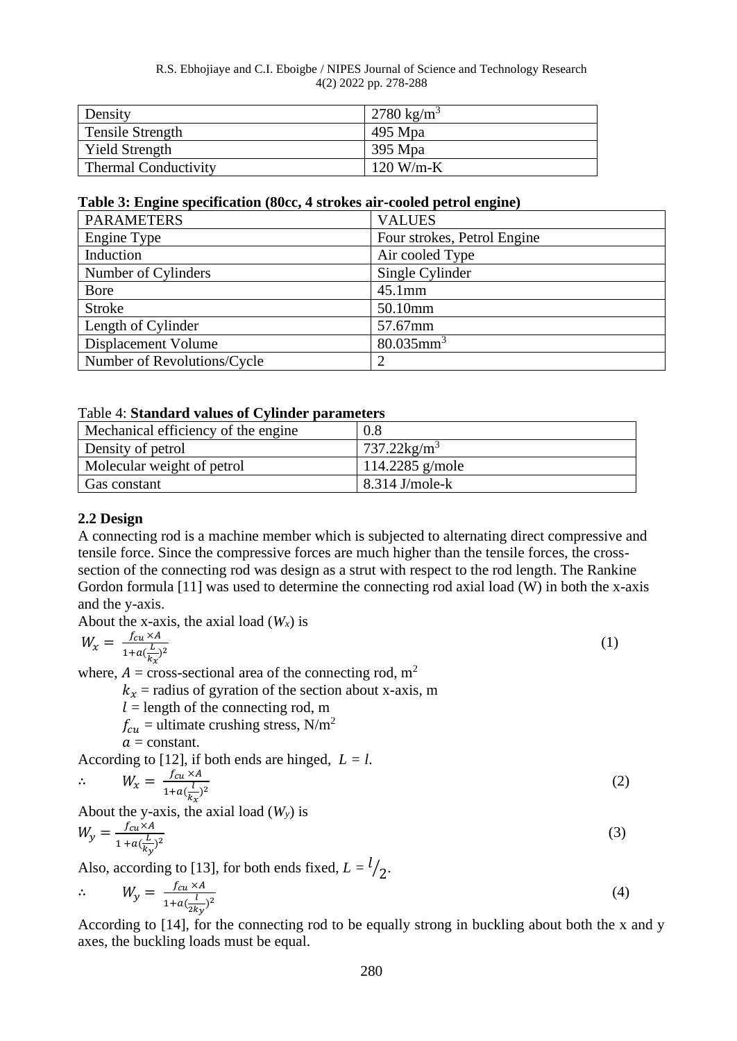| Density | 2780 kg/m$^3$ |
| --- | --- |
| Tensile Strength | 495 Mpa |
| Yield Strength | 395 Mpa |
| Thermal Conductivity | 120 W/m-K |

**Table 3: Engine specification (80cc, 4 strokes air-cooled petrol engine)**

| PARAMETERS | VALUES |
| --- | --- |
| Engine Type | Four strokes, Petrol Engine |
| Induction | Air cooled Type |
| Number of Cylinders | Single Cylinder |
| Bore | 45.1mm |
| Stroke | 50.10mm |
| Length of Cylinder | 57.67mm |
| Displacement Volume | 80.035mm$^3$ |
| Number of Revolutions/Cycle | 2 |

Table 4: **Standard values of Cylinder parameters**

| Mechanical efficiency of the engine | 0.8 |
| --- | --- |
| Density of petrol | 737.22kg/m$^3$ |
| Molecular weight of petrol | 114.2285 g/mole |
| Gas constant | 8.314 J/mole-k |

### 2.2 Design

A connecting rod is a machine member which is subjected to alternating direct compressive and tensile force. Since the compressive forces are much higher than the tensile forces, the cross-section of the connecting rod was design as a strut with respect to the rod length. The Rankine Gordon formula [11] was used to determine the connecting rod axial load (W) in both the x-axis and the y-axis.

About the x-axis, the axial load ($W_x$) is

$$W_x = \frac{f_{cu} \times A}{1 + a(\frac{L}{k_x})^2} \tag{1}$$

where, $A$ = cross-sectional area of the connecting rod, m$^2$

$k_x$ = radius of gyration of the section about x-axis, m

$l$ = length of the connecting rod, m

$f_{cu}$ = ultimate crushing stress, N/m$^2$

$a$ = constant.

According to [12], if both ends are hinged, $L = l$.

$$\therefore \quad W_x = \frac{f_{cu} \times A}{1 + a(\frac{l}{k_x})^2} \tag{2}$$

About the y-axis, the axial load ($W_y$) is

$$W_y = \frac{f_{cu} \times A}{1 + a(\frac{L}{k_y})^2} \tag{3}$$

Also, according to [13], for both ends fixed, $L = {}^{l}/_{2}$.

$$\therefore \quad W_y = \frac{f_{cu} \times A}{1 + a(\frac{l}{2k_y})^2} \tag{4}$$

According to [14], for the connecting rod to be equally strong in buckling about both the x and y axes, the buckling loads must be equal.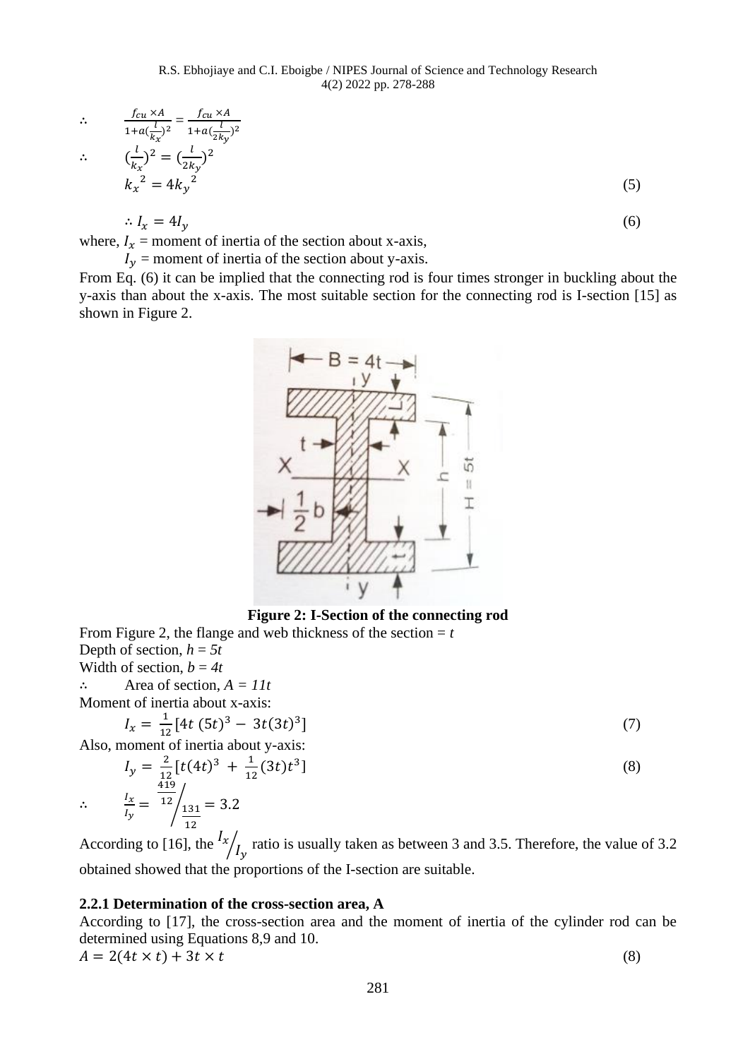$$\therefore \quad \frac{f_{cu} \times A}{1+a(\frac{l}{k_x})^2} = \frac{f_{cu} \times A}{1+a(\frac{l}{2k_y})^2}$$

$$\therefore \quad (\frac{l}{k_x})^2 = (\frac{l}{2k_y})^2$$

$$k_x^{\ 2} = 4k_y^{\ 2} \tag{5}$$

$$\therefore I_x = 4I_y \tag{6}$$

where, $I_x$ = moment of inertia of the section about x-axis,

$I_y$ = moment of inertia of the section about y-axis.

From Eq. (6) it can be implied that the connecting rod is four times stronger in buckling about the y-axis than about the x-axis. The most suitable section for the connecting rod is I-section [15] as shown in Figure 2.

**Figure 2: I-Section of the connecting rod**

From Figure 2, the flange and web thickness of the section = *t*

Depth of section, *h = 5t*

Width of section, *b = 4t*

$\therefore$ Area of section, *A = 11t*

Moment of inertia about x-axis:

$$I_x = \frac{1}{12}[4t\ (5t)^3 - 3t(3t)^3] \tag{7}$$

Also, moment of inertia about y-axis:

$$I_y = \frac{2}{12}[t(4t)^3 + \frac{1}{12}(3t)t^3] \tag{8}$$

$$\therefore \quad \frac{I_x}{I_y} = \frac{419}{12} \Big/ \frac{131}{12} = 3.2$$

According to [16], the $I_x/I_y$ ratio is usually taken as between 3 and 3.5. Therefore, the value of 3.2 obtained showed that the proportions of the I-section are suitable.

### 2.2.1 Determination of the cross-section area, A

According to [17], the cross-section area and the moment of inertia of the cylinder rod can be determined using Equations 8,9 and 10.

$$A = 2(4t \times t) + 3t \times t \tag{8}$$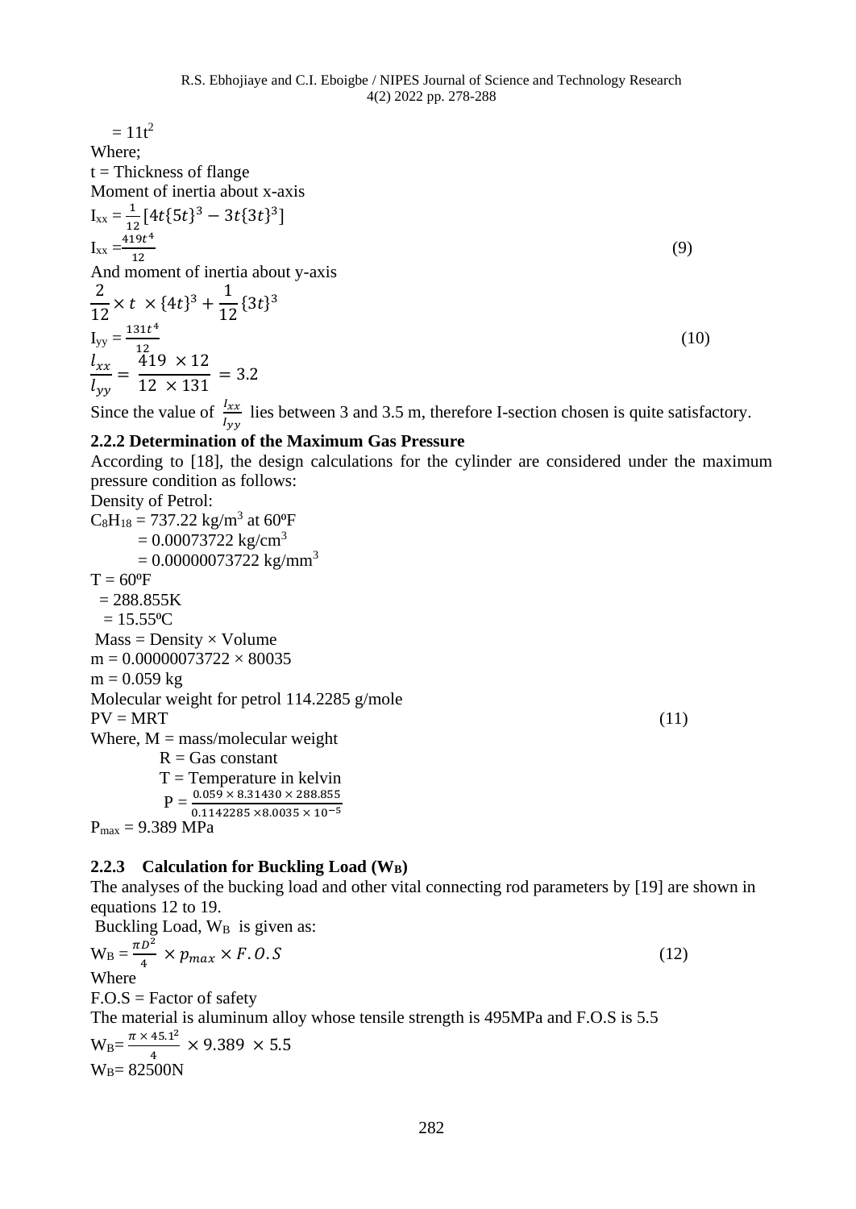$= 11t^2$

Where;

t = Thickness of flange

Moment of inertia about x-axis

$I_{xx} = \frac{1}{12}[4t\{5t\}^3 - 3t\{3t\}^3]$

$$I_{xx} = \frac{419t^4}{12} \tag{9}$$

And moment of inertia about y-axis

$\frac{2}{12} \times t \times \{4t\}^3 + \frac{1}{12}\{3t\}^3$

$$I_{yy} = \frac{131t^4}{12} \tag{10}$$

$\frac{l_{xx}}{l_{yy}} = \frac{419 \times 12}{12 \times 131} = 3.2$

Since the value of $\frac{I_{xx}}{I_{yy}}$ lies between 3 and 3.5 m, therefore I-section chosen is quite satisfactory.

### 2.2.2 Determination of the Maximum Gas Pressure

According to [18], the design calculations for the cylinder are considered under the maximum pressure condition as follows:

Density of Petrol:

$C_8H_{18}$ = 737.22 kg/m$^3$ at 60ºF

= 0.00073722 kg/cm$^3$

= 0.00000073722 kg/mm$^3$

T = 60ºF

= 288.855K

= 15.55ºC

Mass = Density × Volume

m = 0.00000073722 × 80035

m = 0.059 kg

Molecular weight for petrol 114.2285 g/mole

$$PV = MRT \tag{11}$$

Where, M = mass/molecular weight

R = Gas constant

T = Temperature in kelvin

$P = \frac{0.059 \times 8.31430 \times 288.855}{0.1142285 \times 8.0035 \times 10^{-5}}$

$P_{max}$ = 9.389 MPa

### 2.2.3 Calculation for Buckling Load ($W_B$)

The analyses of the bucking load and other vital connecting rod parameters by [19] are shown in equations 12 to 19.

Buckling Load, $W_B$ is given as:

$$W_B = \frac{\pi D^2}{4} \times p_{max} \times F.O.S \tag{12}$$

Where

F.O.S = Factor of safety

The material is aluminum alloy whose tensile strength is 495MPa and F.O.S is 5.5

$W_B = \frac{\pi \times 45.1^2}{4} \times 9.389 \times 5.5$

$W_B$= 82500N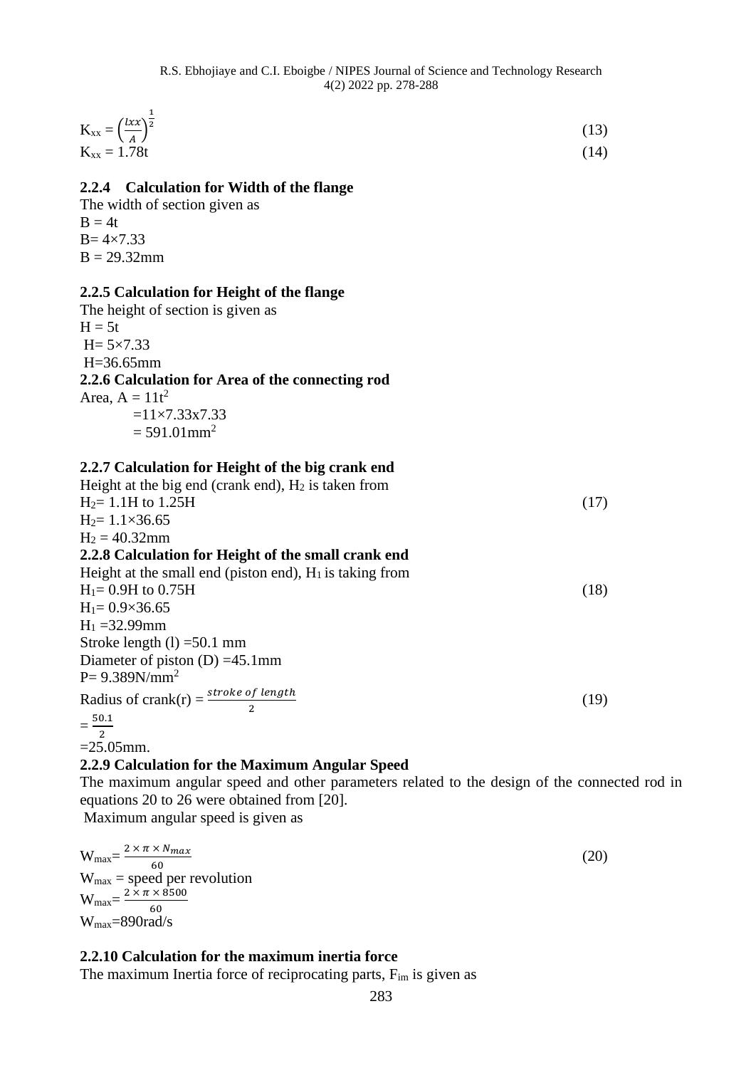$$K_{xx} = \left(\frac{Ixx}{A}\right)^{\frac{1}{2}} \quad (13)$$

$$K_{xx} = 1.78t \quad (14)$$

### 2.2.4 Calculation for Width of the flange

The width of section given as

$B = 4t$

$B = 4 \times 7.33$

$B = 29.32mm$

### 2.2.5 Calculation for Height of the flange

The height of section is given as

$H = 5t$

$H = 5 \times 7.33$

$H = 36.65mm$

### 2.2.6 Calculation for Area of the connecting rod

Area, $A = 11t^2$

$= 11 \times 7.33x7.33$

$= 591.01mm^2$

### 2.2.7 Calculation for Height of the big crank end

Height at the big end (crank end), $H_2$ is taken from

$$H_2 = 1.1H \text{ to } 1.25H \quad (17)$$

$H_2 = 1.1 \times 36.65$

$H_2 = 40.32mm$

### 2.2.8 Calculation for Height of the small crank end

Height at the small end (piston end), $H_1$ is taking from

$$H_1 = 0.9H \text{ to } 0.75H \quad (18)$$

$H_1 = 0.9 \times 36.65$

$H_1 = 32.99mm$

Stroke length (l) =50.1 mm

Diameter of piston (D) =45.1mm

$P = 9.389N/mm^2$

$$\text{Radius of crank}(r) = \frac{stroke\ of\ length}{2} \quad (19)$$

$= \frac{50.1}{2}$

=25.05mm.

### 2.2.9 Calculation for the Maximum Angular Speed

The maximum angular speed and other parameters related to the design of the connected rod in equations 20 to 26 were obtained from [20].

Maximum angular speed is given as

$$W_{max} = \frac{2 \times \pi \times N_{max}}{60} \quad (20)$$

$W_{max}$ = speed per revolution

$W_{max} = \frac{2 \times \pi \times 8500}{60}$

$W_{max} = 890rad/s$

### 2.2.10 Calculation for the maximum inertia force

The maximum Inertia force of reciprocating parts, $F_{im}$ is given as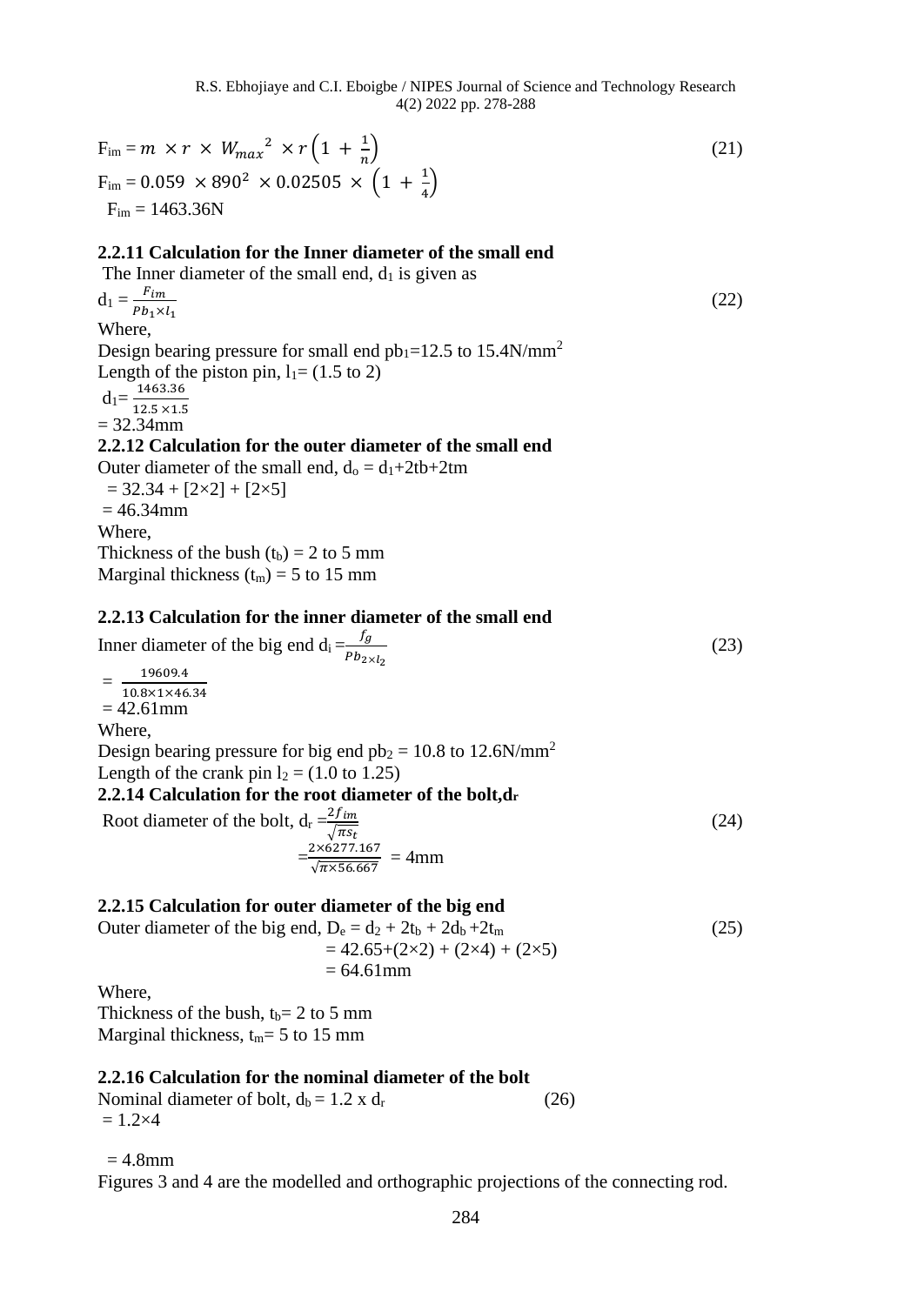$$F_{im} = m \times r \times W_{max}{}^{2} \times r\left(1 + \frac{1}{n}\right) \quad (21)$$

$$F_{im} = 0.059 \times 890^{2} \times 0.02505 \times \left(1 + \frac{1}{4}\right)$$

$F_{im}$ = 1463.36N

### 2.2.11 Calculation for the Inner diameter of the small end

The Inner diameter of the small end, $d_1$ is given as

$$d_1 = \frac{F_{im}}{Pb_1 \times l_1} \quad (22)$$

Where,

Design bearing pressure for small end $pb_1$=12.5 to 15.4N/mm$^2$

Length of the piston pin, $l_1$= (1.5 to 2)

$$d_1 = \frac{1463.36}{12.5 \times 1.5}$$

= 32.34mm

### 2.2.12 Calculation for the outer diameter of the small end

Outer diameter of the small end, $d_o = d_1+2tb+2tm$

= 32.34 + [2×2] + [2×5]

= 46.34mm

Where,

Thickness of the bush ($t_b$) = 2 to 5 mm

Marginal thickness ($t_m$) = 5 to 15 mm

### 2.2.13 Calculation for the inner diameter of the small end

Inner diameter of the big end $d_i = \frac{f_g}{Pb_{2 \times l_2}}$ (23)

$$= \frac{19609.4}{10.8 \times 1 \times 46.34}$$

= 42.61mm

Where,

Design bearing pressure for big end $pb_2$ = 10.8 to 12.6N/mm$^2$

Length of the crank pin $l_2$ = (1.0 to 1.25)

### 2.2.14 Calculation for the root diameter of the bolt, $d_r$

Root diameter of the bolt, $d_r = \frac{2f_{im}}{\sqrt{\pi s_t}}$ (24)

$$= \frac{2 \times 6277.167}{\sqrt{\pi \times 56.667}} = 4\text{mm}$$

### 2.2.15 Calculation for outer diameter of the big end

Outer diameter of the big end, $D_e = d_2 + 2t_b + 2d_b + 2t_m$ (25)

= 42.65+(2×2) + (2×4) + (2×5)

= 64.61mm

Where,

Thickness of the bush, $t_b$= 2 to 5 mm

Marginal thickness, $t_m$= 5 to 15 mm

### 2.2.16 Calculation for the nominal diameter of the bolt

Nominal diameter of bolt, $d_b = 1.2 \times d_r$ (26)

= 1.2×4

= 4.8mm

Figures 3 and 4 are the modelled and orthographic projections of the connecting rod.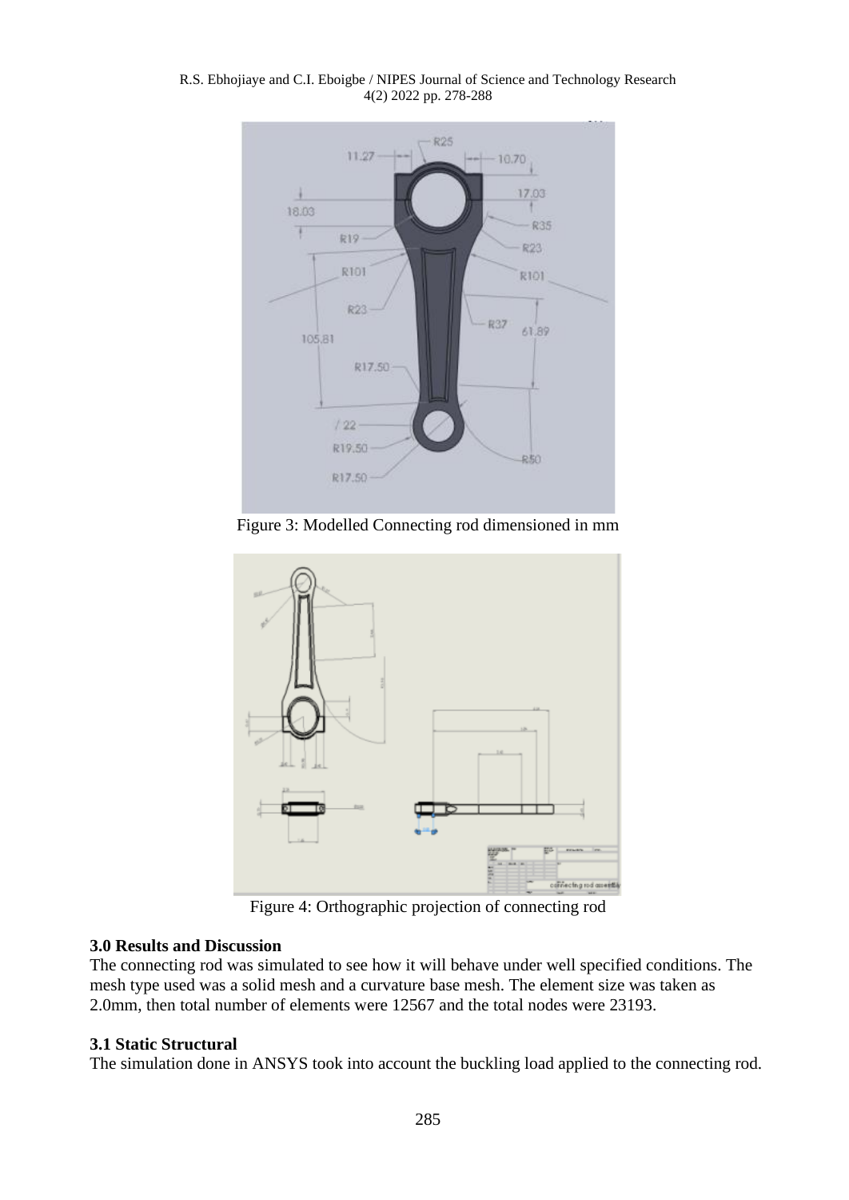Figure 3: Modelled Connecting rod dimensioned in mm

Figure 4: Orthographic projection of connecting rod

### 3.0 Results and Discussion

The connecting rod was simulated to see how it will behave under well specified conditions. The mesh type used was a solid mesh and a curvature base mesh. The element size was taken as 2.0mm, then total number of elements were 12567 and the total nodes were 23193.

### 3.1 Static Structural

The simulation done in ANSYS took into account the buckling load applied to the connecting rod.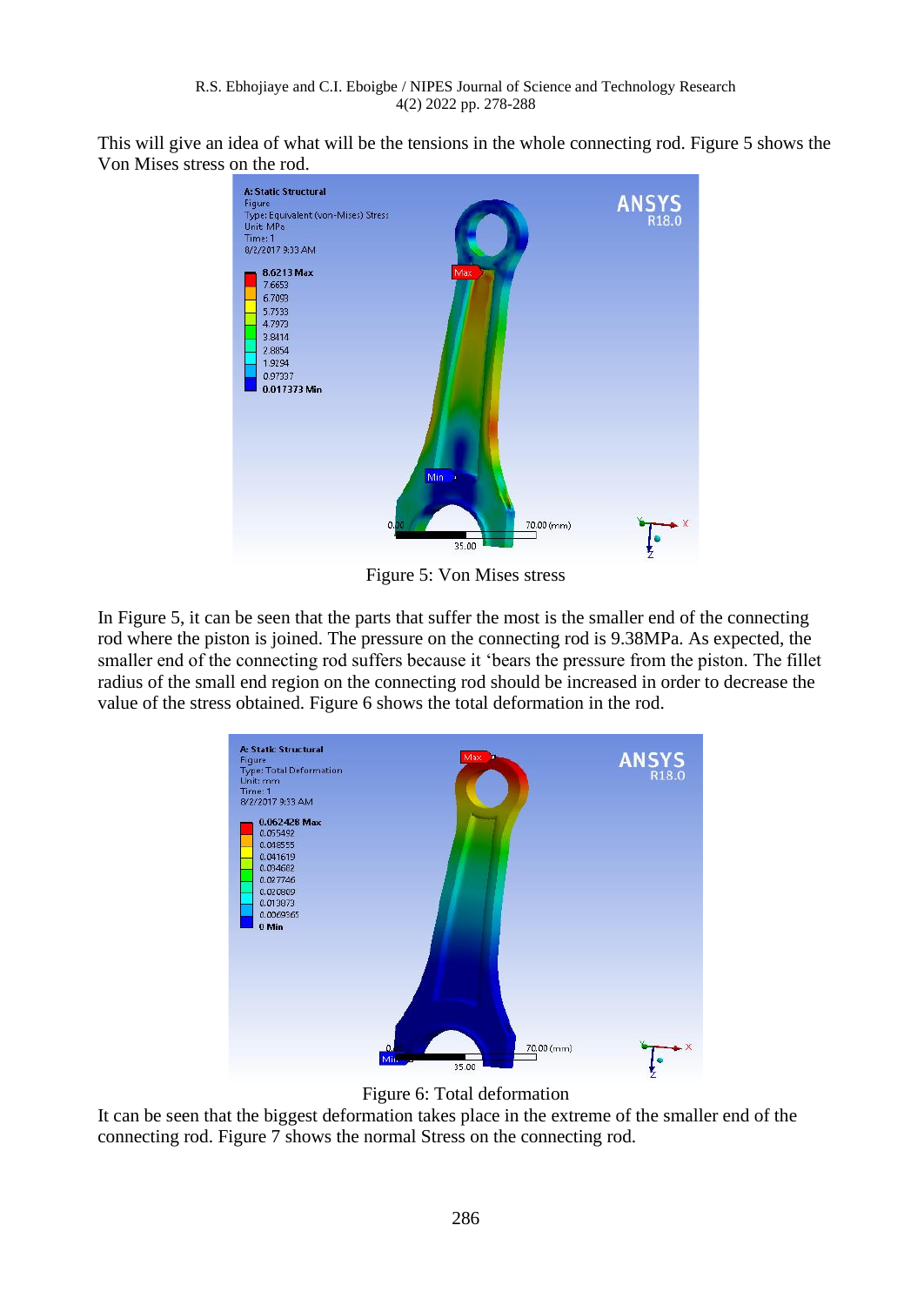This will give an idea of what will be the tensions in the whole connecting rod. Figure 5 shows the Von Mises stress on the rod.

Figure 5: Von Mises stress

In Figure 5, it can be seen that the parts that suffer the most is the smaller end of the connecting rod where the piston is joined. The pressure on the connecting rod is 9.38MPa. As expected, the smaller end of the connecting rod suffers because it 'bears the pressure from the piston. The fillet radius of the small end region on the connecting rod should be increased in order to decrease the value of the stress obtained. Figure 6 shows the total deformation in the rod.

Figure 6: Total deformation

It can be seen that the biggest deformation takes place in the extreme of the smaller end of the connecting rod. Figure 7 shows the normal Stress on the connecting rod.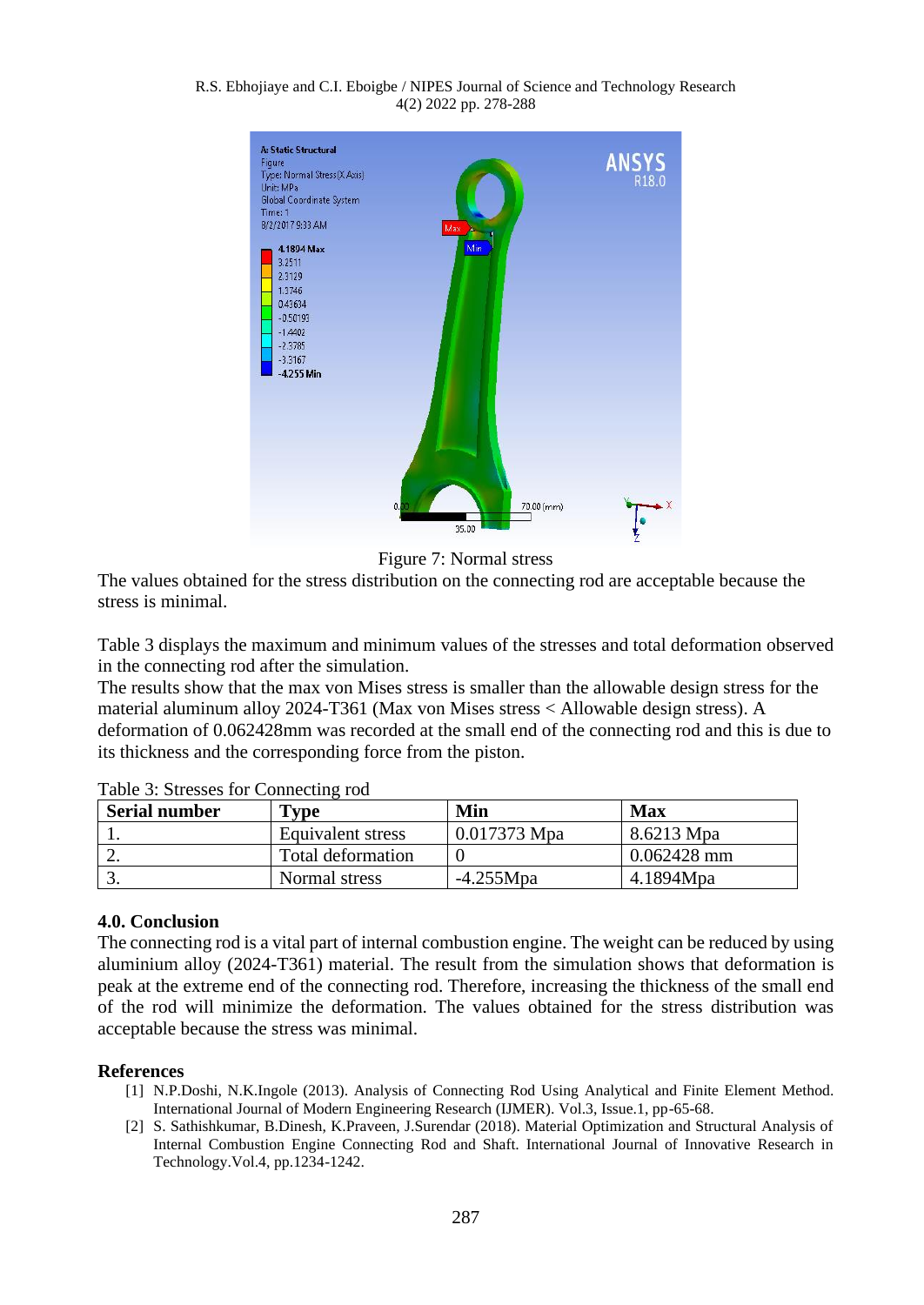Figure 7: Normal stress

The values obtained for the stress distribution on the connecting rod are acceptable because the stress is minimal.

Table 3 displays the maximum and minimum values of the stresses and total deformation observed in the connecting rod after the simulation.

The results show that the max von Mises stress is smaller than the allowable design stress for the material aluminum alloy 2024-T361 (Max von Mises stress < Allowable design stress). A deformation of 0.062428mm was recorded at the small end of the connecting rod and this is due to its thickness and the corresponding force from the piston.

Table 3: Stresses for Connecting rod

| Serial number | Type | Min | Max |
|---|---|---|---|
| 1. | Equivalent stress | 0.017373 Mpa | 8.6213 Mpa |
| 2. | Total deformation | 0 | 0.062428 mm |
| 3. | Normal stress | -4.255Mpa | 4.1894Mpa |

## 4.0. Conclusion

The connecting rod is a vital part of internal combustion engine. The weight can be reduced by using aluminium alloy (2024-T361) material. The result from the simulation shows that deformation is peak at the extreme end of the connecting rod. Therefore, increasing the thickness of the small end of the rod will minimize the deformation. The values obtained for the stress distribution was acceptable because the stress was minimal.

## References

[1] N.P.Doshi, N.K.Ingole (2013). Analysis of Connecting Rod Using Analytical and Finite Element Method. International Journal of Modern Engineering Research (IJMER). Vol.3, Issue.1, pp-65-68.

[2] S. Sathishkumar, B.Dinesh, K.Praveen, J.Surendar (2018). Material Optimization and Structural Analysis of Internal Combustion Engine Connecting Rod and Shaft. International Journal of Innovative Research in Technology.Vol.4, pp.1234-1242.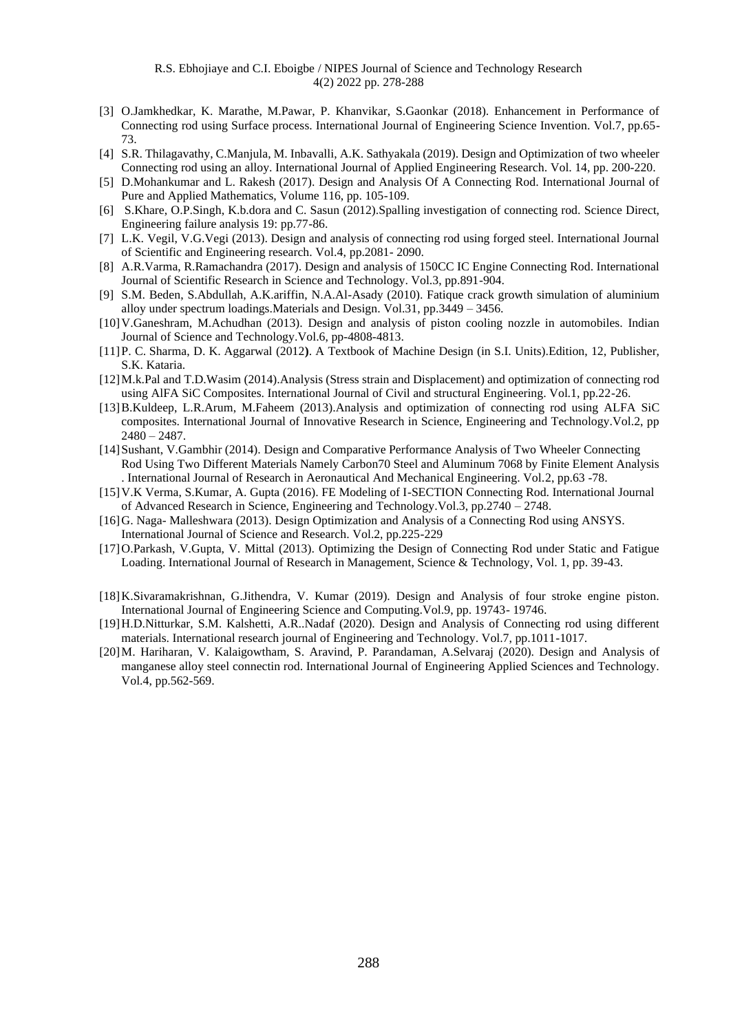[3] O.Jamkhedkar, K. Marathe, M.Pawar, P. Khanvikar, S.Gaonkar (2018). Enhancement in Performance of Connecting rod using Surface process. International Journal of Engineering Science Invention. Vol.7, pp.65-73.

[4] S.R. Thilagavathy, C.Manjula, M. Inbavalli, A.K. Sathyakala (2019). Design and Optimization of two wheeler Connecting rod using an alloy. International Journal of Applied Engineering Research. Vol. 14, pp. 200-220.

[5] D.Mohankumar and L. Rakesh (2017). Design and Analysis Of A Connecting Rod. International Journal of Pure and Applied Mathematics, Volume 116, pp. 105-109.

[6] S.Khare, O.P.Singh, K.b.dora and C. Sasun (2012).Spalling investigation of connecting rod. Science Direct, Engineering failure analysis 19: pp.77-86.

[7] L.K. Vegil, V.G.Vegi (2013). Design and analysis of connecting rod using forged steel. International Journal of Scientific and Engineering research. Vol.4, pp.2081- 2090.

[8] A.R.Varma, R.Ramachandra (2017). Design and analysis of 150CC IC Engine Connecting Rod. International Journal of Scientific Research in Science and Technology. Vol.3, pp.891-904.

[9] S.M. Beden, S.Abdullah, A.K.ariffin, N.A.Al-Asady (2010). Fatique crack growth simulation of aluminium alloy under spectrum loadings.Materials and Design. Vol.31, pp.3449 – 3456.

[10] V.Ganeshram, M.Achudhan (2013). Design and analysis of piston cooling nozzle in automobiles. Indian Journal of Science and Technology.Vol.6, pp-4808-4813.

[11] P. C. Sharma, D. K. Aggarwal (2012). A Textbook of Machine Design (in S.I. Units).Edition, 12, Publisher, S.K. Kataria.

[12] M.k.Pal and T.D.Wasim (2014).Analysis (Stress strain and Displacement) and optimization of connecting rod using AlFA SiC Composites. International Journal of Civil and structural Engineering. Vol.1, pp.22-26.

[13] B.Kuldeep, L.R.Arum, M.Faheem (2013).Analysis and optimization of connecting rod using ALFA SiC composites. International Journal of Innovative Research in Science, Engineering and Technology.Vol.2, pp 2480 – 2487.

[14] Sushant, V.Gambhir (2014). Design and Comparative Performance Analysis of Two Wheeler Connecting Rod Using Two Different Materials Namely Carbon70 Steel and Aluminum 7068 by Finite Element Analysis . International Journal of Research in Aeronautical And Mechanical Engineering. Vol.2, pp.63 -78.

[15] V.K Verma, S.Kumar, A. Gupta (2016). FE Modeling of I-SECTION Connecting Rod. International Journal of Advanced Research in Science, Engineering and Technology.Vol.3, pp.2740 – 2748.

[16] G. Naga- Malleshwara (2013). Design Optimization and Analysis of a Connecting Rod using ANSYS. International Journal of Science and Research. Vol.2, pp.225-229

[17] O.Parkash, V.Gupta, V. Mittal (2013). Optimizing the Design of Connecting Rod under Static and Fatigue Loading. International Journal of Research in Management, Science & Technology, Vol. 1, pp. 39-43.

[18] K.Sivaramakrishnan, G.Jithendra, V. Kumar (2019). Design and Analysis of four stroke engine piston. International Journal of Engineering Science and Computing.Vol.9, pp. 19743- 19746.

[19] H.D.Nitturkar, S.M. Kalshetti, A.R..Nadaf (2020). Design and Analysis of Connecting rod using different materials. International research journal of Engineering and Technology. Vol.7, pp.1011-1017.

[20] M. Hariharan, V. Kalaigowtham, S. Aravind, P. Parandaman, A.Selvaraj (2020). Design and Analysis of manganese alloy steel connectin rod. International Journal of Engineering Applied Sciences and Technology. Vol.4, pp.562-569.